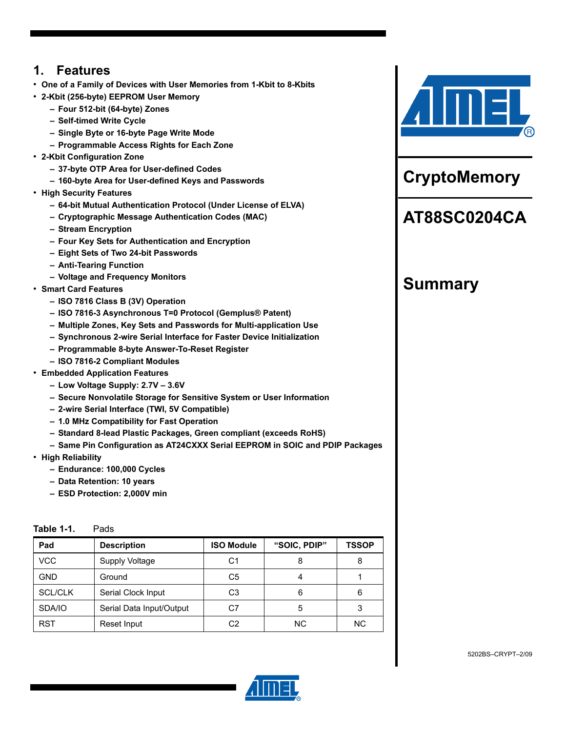# 1. Features

- One of a Family of Devices with User Memories from 1-Kbit to 8-Kbits
- 2-Kbit (256-byte) EEPROM User Memory
  - Four 512-bit (64-byte) Zones
  - Self-timed Write Cycle
  - Single Byte or 16-byte Page Write Mode
  - Programmable Access Rights for Each Zone
- 2-Kbit Configuration Zone
  - 37-byte OTP Area for User-defined Codes
  - 160-byte Area for User-defined Keys and Passwords
- High Security Features
  - 64-bit Mutual Authentication Protocol (Under License of ELVA)
  - Cryptographic Message Authentication Codes (MAC)
  - Stream Encryption
  - Four Key Sets for Authentication and Encryption
  - Eight Sets of Two 24-bit Passwords
  - Anti-Tearing Function
  - Voltage and Frequency Monitors
- Smart Card Features
  - ISO 7816 Class B (3V) Operation
  - ISO 7816-3 Asynchronous T=0 Protocol (Gemplus® Patent)
  - Multiple Zones, Key Sets and Passwords for Multi-application Use
  - Synchronous 2-wire Serial Interface for Faster Device Initialization
  - Programmable 8-byte Answer-To-Reset Register
  - ISO 7816-2 Compliant Modules
- Embedded Application Features
  - Low Voltage Supply: 2.7V – 3.6V
  - Secure Nonvolatile Storage for Sensitive System or User Information
  - 2-wire Serial Interface (TWI, 5V Compatible)
  - 1.0 MHz Compatibility for Fast Operation
  - Standard 8-lead Plastic Packages, Green compliant (exceeds RoHS)
  - Same Pin Configuration as AT24CXXX Serial EEPROM in SOIC and PDIP Packages
- High Reliability
  - Endurance: 100,000 Cycles
  - Data Retention: 10 years
  - ESD Protection: 2,000V min

**Table 1-1.** Pads

| Pad | Description | ISO Module | "SOIC, PDIP" | TSSOP |
|---|---|---|---|---|
| VCC | Supply Voltage | C1 | 8 | 8 |
| GND | Ground | C5 | 4 | 1 |
| SCL/CLK | Serial Clock Input | C3 | 6 | 6 |
| SDA/IO | Serial Data Input/Output | C7 | 5 | 3 |
| RST | Reset Input | C2 | NC | NC |

# CryptoMemory

# AT88SC0204CA

# Summary

5202BS–CRYPT–2/09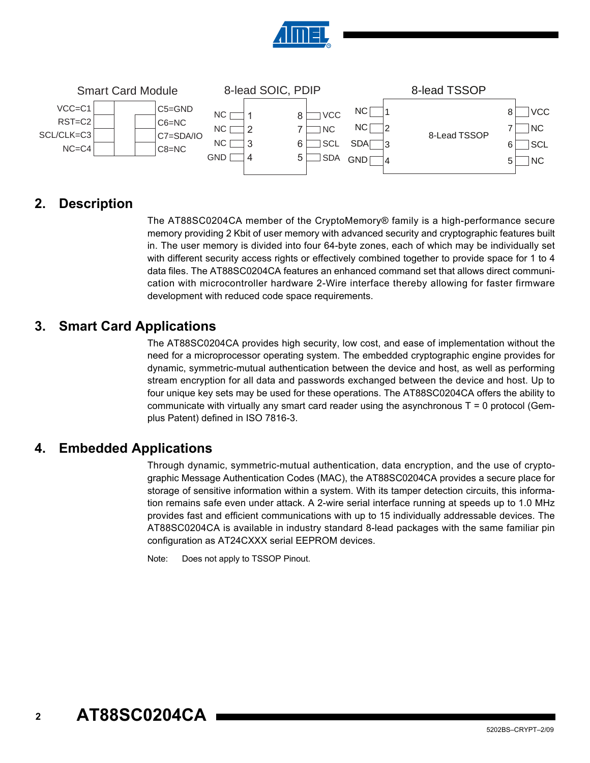Smart Card Module

| | |
|---|---|
| VCC=C1 | C5=GND |
| RST=C2 | C6=NC |
| SCL/CLK=C3 | C7=SDA/IO |
| NC=C4 | C8=NC |

8-lead SOIC, PDIP

| Pin | Name | Pin | Name |
|---|---|---|---|
| 1 | NC | 8 | VCC |
| 2 | NC | 7 | NC |
| 3 | NC | 6 | SCL |
| 4 | GND | 5 | SDA |

8-lead TSSOP

| Pin | Name | Pin | Name |
|---|---|---|---|
| 1 | NC | 8 | VCC |
| 2 | NC | 7 | NC |
| 3 | SDA | 6 | SCL |
| 4 | GND | 5 | NC |

## 2. Description

The AT88SC0204CA member of the CryptoMemory® family is a high-performance secure memory providing 2 Kbit of user memory with advanced security and cryptographic features built in. The user memory is divided into four 64-byte zones, each of which may be individually set with different security access rights or effectively combined together to provide space for 1 to 4 data files. The AT88SC0204CA features an enhanced command set that allows direct communication with microcontroller hardware 2-Wire interface thereby allowing for faster firmware development with reduced code space requirements.

## 3. Smart Card Applications

The AT88SC0204CA provides high security, low cost, and ease of implementation without the need for a microprocessor operating system. The embedded cryptographic engine provides for dynamic, symmetric-mutual authentication between the device and host, as well as performing stream encryption for all data and passwords exchanged between the device and host. Up to four unique key sets may be used for these operations. The AT88SC0204CA offers the ability to communicate with virtually any smart card reader using the asynchronous T = 0 protocol (Gemplus Patent) defined in ISO 7816-3.

## 4. Embedded Applications

Through dynamic, symmetric-mutual authentication, data encryption, and the use of cryptographic Message Authentication Codes (MAC), the AT88SC0204CA provides a secure place for storage of sensitive information within a system. With its tamper detection circuits, this information remains safe even under attack. A 2-wire serial interface running at speeds up to 1.0 MHz provides fast and efficient communications with up to 15 individually addressable devices. The AT88SC0204CA is available in industry standard 8-lead packages with the same familiar pin configuration as AT24CXXX serial EEPROM devices.

Note: Does not apply to TSSOP Pinout.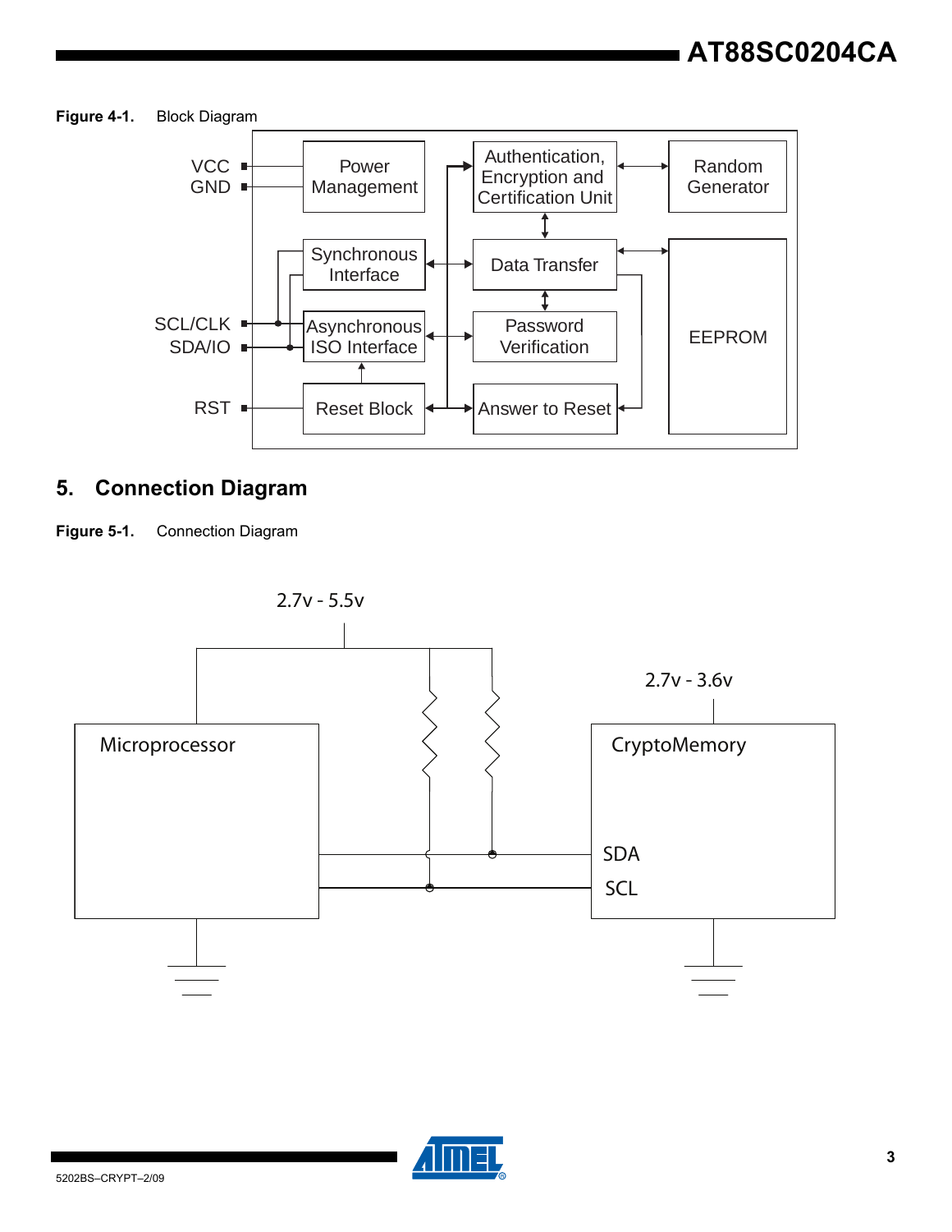**Figure 4-1.** Block Diagram

VCC
GND
SCL/CLK
SDA/IO
RST

Power Management
Synchronous Interface
Asynchronous ISO Interface
Reset Block
Authentication, Encryption and Certification Unit
Data Transfer
Password Verification
Answer to Reset
Random Generator
EEPROM

## 5. Connection Diagram

**Figure 5-1.** Connection Diagram

2.7v - 5.5v

2.7v - 3.6v

Microprocessor

CryptoMemory

SDA

SCL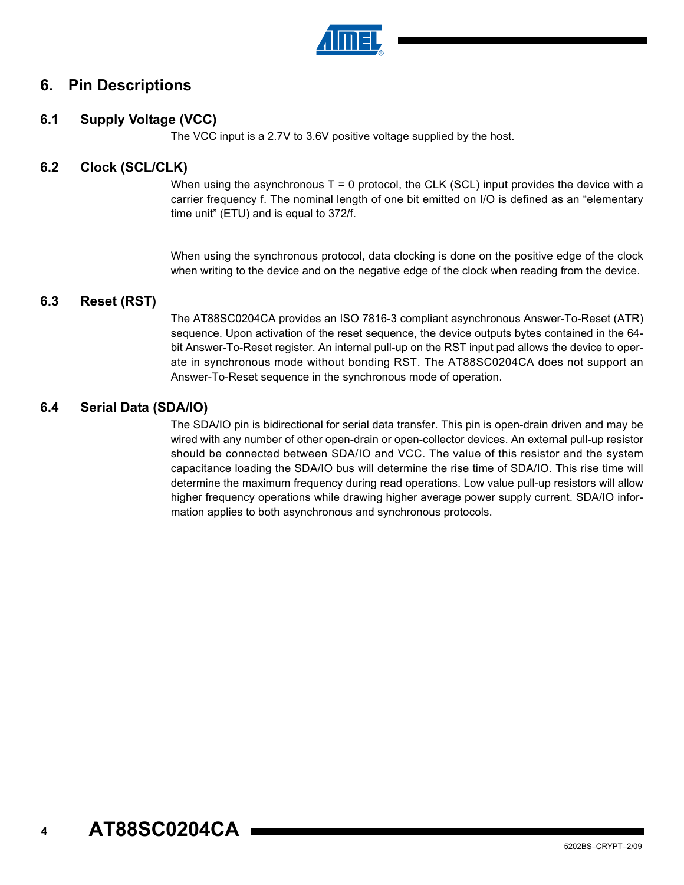# 6. Pin Descriptions

## 6.1 Supply Voltage (VCC)

The VCC input is a 2.7V to 3.6V positive voltage supplied by the host.

## 6.2 Clock (SCL/CLK)

When using the asynchronous T = 0 protocol, the CLK (SCL) input provides the device with a carrier frequency f. The nominal length of one bit emitted on I/O is defined as an "elementary time unit" (ETU) and is equal to 372/f.

When using the synchronous protocol, data clocking is done on the positive edge of the clock when writing to the device and on the negative edge of the clock when reading from the device.

## 6.3 Reset (RST)

The AT88SC0204CA provides an ISO 7816-3 compliant asynchronous Answer-To-Reset (ATR) sequence. Upon activation of the reset sequence, the device outputs bytes contained in the 64-bit Answer-To-Reset register. An internal pull-up on the RST input pad allows the device to operate in synchronous mode without bonding RST. The AT88SC0204CA does not support an Answer-To-Reset sequence in the synchronous mode of operation.

## 6.4 Serial Data (SDA/IO)

The SDA/IO pin is bidirectional for serial data transfer. This pin is open-drain driven and may be wired with any number of other open-drain or open-collector devices. An external pull-up resistor should be connected between SDA/IO and VCC. The value of this resistor and the system capacitance loading the SDA/IO bus will determine the rise time of SDA/IO. This rise time will determine the maximum frequency during read operations. Low value pull-up resistors will allow higher frequency operations while drawing higher average power supply current. SDA/IO information applies to both asynchronous and synchronous protocols.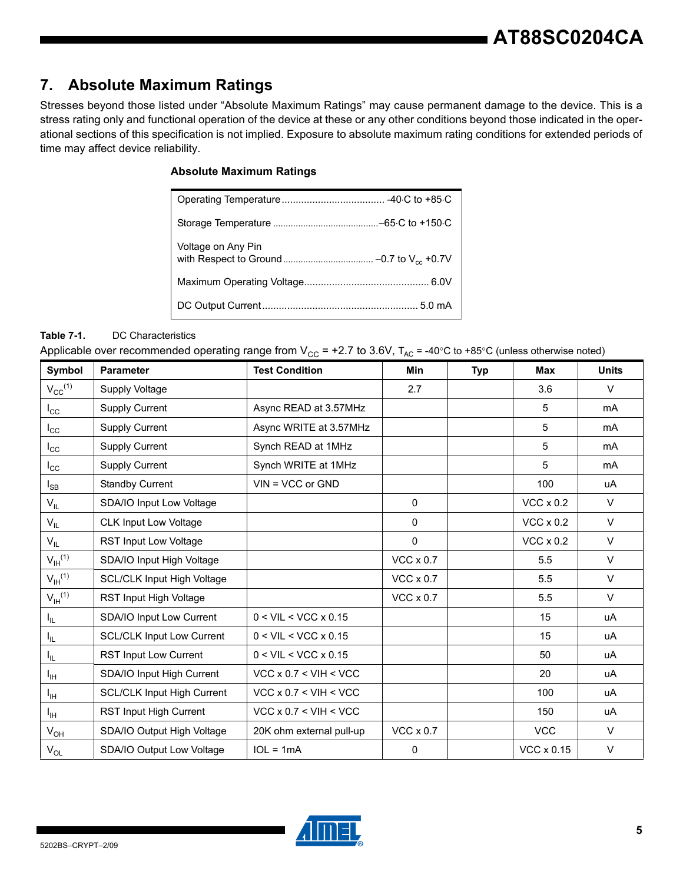## 7. Absolute Maximum Ratings

Stresses beyond those listed under “Absolute Maximum Ratings” may cause permanent damage to the device. This is a stress rating only and functional operation of the device at these or any other conditions beyond those indicated in the operational sections of this specification is not implied. Exposure to absolute maximum rating conditions for extended periods of time may affect device reliability.

**Absolute Maximum Ratings**

| | |
|---|---|
| Operating Temperature | -40·C to +85·C |
| Storage Temperature | –65·C to +150·C |
| Voltage on Any Pin with Respect to Ground | –0.7 to $V_{cc}$ +0.7V |
| Maximum Operating Voltage | 6.0V |
| DC Output Current | 5.0 mA |

**Table 7-1.** DC Characteristics

Applicable over recommended operating range from $V_{CC}$ = +2.7 to 3.6V, $T_{AC}$ = -40°C to +85°C (unless otherwise noted)

| Symbol | Parameter | Test Condition | Min | Typ | Max | Units |
|---|---|---|---|---|---|---|
| $V_{CC}$(1) | Supply Voltage | | 2.7 | | 3.6 | V |
| $I_{CC}$ | Supply Current | Async READ at 3.57MHz | | | 5 | mA |
| $I_{CC}$ | Supply Current | Async WRITE at 3.57MHz | | | 5 | mA |
| $I_{CC}$ | Supply Current | Synch READ at 1MHz | | | 5 | mA |
| $I_{CC}$ | Supply Current | Synch WRITE at 1MHz | | | 5 | mA |
| $I_{SB}$ | Standby Current | VIN = VCC or GND | | | 100 | uA |
| $V_{IL}$ | SDA/IO Input Low Voltage | | 0 | | VCC x 0.2 | V |
| $V_{IL}$ | CLK Input Low Voltage | | 0 | | VCC x 0.2 | V |
| $V_{IL}$ | RST Input Low Voltage | | 0 | | VCC x 0.2 | V |
| $V_{IH}$(1) | SDA/IO Input High Voltage | | VCC x 0.7 | | 5.5 | V |
| $V_{IH}$(1) | SCL/CLK Input High Voltage | | VCC x 0.7 | | 5.5 | V |
| $V_{IH}$(1) | RST Input High Voltage | | VCC x 0.7 | | 5.5 | V |
| $I_{IL}$ | SDA/IO Input Low Current | 0 < VIL < VCC x 0.15 | | | 15 | uA |
| $I_{IL}$ | SCL/CLK Input Low Current | 0 < VIL < VCC x 0.15 | | | 15 | uA |
| $I_{IL}$ | RST Input Low Current | 0 < VIL < VCC x 0.15 | | | 50 | uA |
| $I_{IH}$ | SDA/IO Input High Current | VCC x 0.7 < VIH < VCC | | | 20 | uA |
| $I_{IH}$ | SCL/CLK Input High Current | VCC x 0.7 < VIH < VCC | | | 100 | uA |
| $I_{IH}$ | RST Input High Current | VCC x 0.7 < VIH < VCC | | | 150 | uA |
| $V_{OH}$ | SDA/IO Output High Voltage | 20K ohm external pull-up | VCC x 0.7 | | VCC | V |
| $V_{OL}$ | SDA/IO Output Low Voltage | IOL = 1mA | 0 | | VCC x 0.15 | V |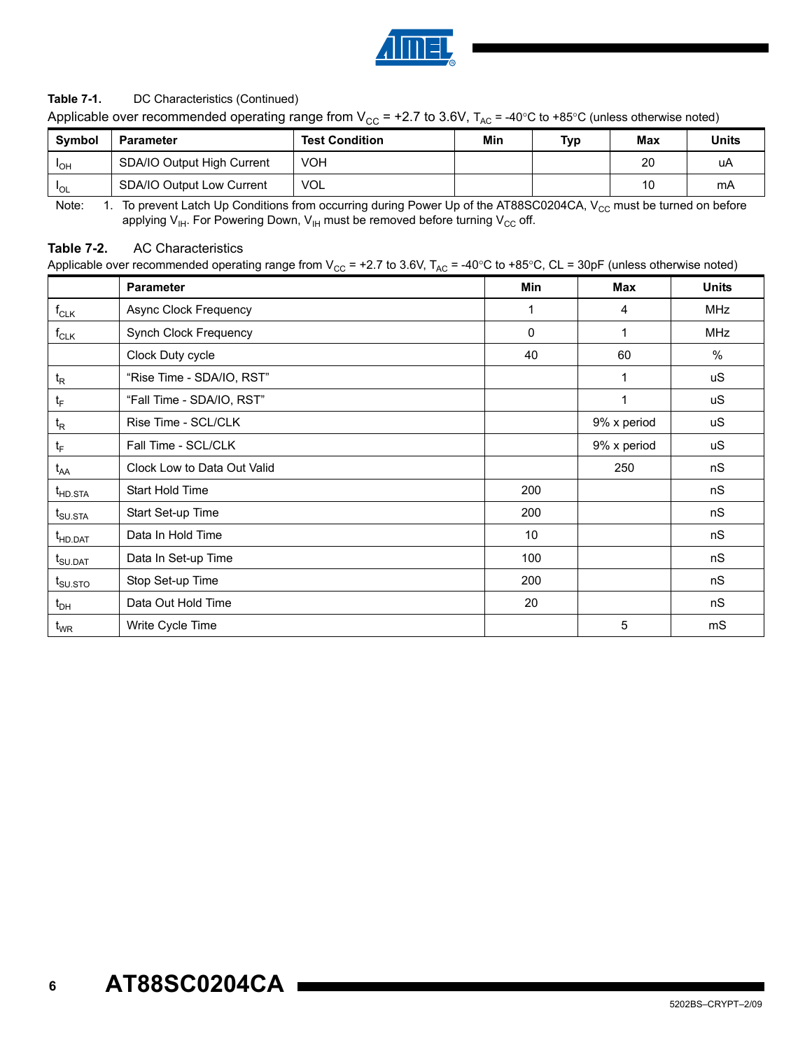**Table 7-1.** DC Characteristics (Continued)

Applicable over recommended operating range from $V_{CC}$ = +2.7 to 3.6V, $T_{AC}$ = -40°C to +85°C (unless otherwise noted)

| Symbol | Parameter | Test Condition | Min | Typ | Max | Units |
|---|---|---|---|---|---|---|
| $I_{OH}$ | SDA/IO Output High Current | VOH | | | 20 | uA |
| $I_{OL}$ | SDA/IO Output Low Current | VOL | | | 10 | mA |

Note: 1. To prevent Latch Up Conditions from occurring during Power Up of the AT88SC0204CA, $V_{CC}$ must be turned on before applying $V_{IH}$. For Powering Down, $V_{IH}$ must be removed before turning $V_{CC}$ off.

**Table 7-2.** AC Characteristics

Applicable over recommended operating range from $V_{CC}$ = +2.7 to 3.6V, $T_{AC}$ = -40°C to +85°C, CL = 30pF (unless otherwise noted)

| | Parameter | Min | Max | Units |
|---|---|---|---|---|
| $f_{CLK}$ | Async Clock Frequency | 1 | 4 | MHz |
| $f_{CLK}$ | Synch Clock Frequency | 0 | 1 | MHz |
| | Clock Duty cycle | 40 | 60 | % |
| $t_R$ | "Rise Time - SDA/IO, RST" | | 1 | uS |
| $t_F$ | "Fall Time - SDA/IO, RST" | | 1 | uS |
| $t_R$ | Rise Time - SCL/CLK | | 9% x period | uS |
| $t_F$ | Fall Time - SCL/CLK | | 9% x period | uS |
| $t_{AA}$ | Clock Low to Data Out Valid | | 250 | nS |
| $t_{HD.STA}$ | Start Hold Time | 200 | | nS |
| $t_{SU.STA}$ | Start Set-up Time | 200 | | nS |
| $t_{HD.DAT}$ | Data In Hold Time | 10 | | nS |
| $t_{SU.DAT}$ | Data In Set-up Time | 100 | | nS |
| $t_{SU.STO}$ | Stop Set-up Time | 200 | | nS |
| $t_{DH}$ | Data Out Hold Time | 20 | | nS |
| $t_{WR}$ | Write Cycle Time | | 5 | mS |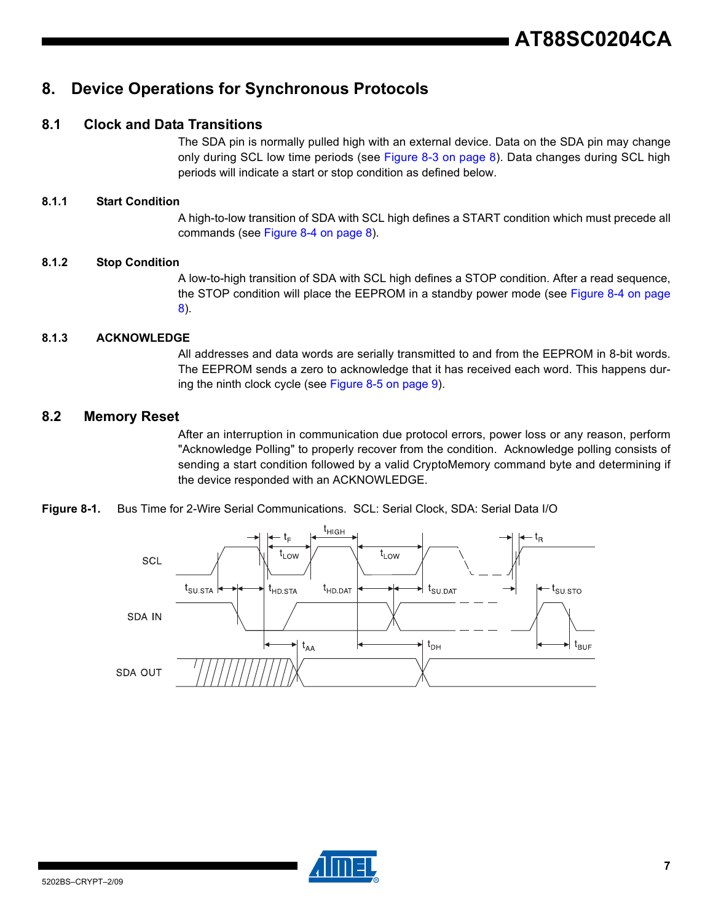# 8. Device Operations for Synchronous Protocols

## 8.1 Clock and Data Transitions

The SDA pin is normally pulled high with an external device. Data on the SDA pin may change only during SCL low time periods (see Figure 8-3 on page 8). Data changes during SCL high periods will indicate a start or stop condition as defined below.

### 8.1.1 Start Condition

A high-to-low transition of SDA with SCL high defines a START condition which must precede all commands (see Figure 8-4 on page 8).

### 8.1.2 Stop Condition

A low-to-high transition of SDA with SCL high defines a STOP condition. After a read sequence, the STOP condition will place the EEPROM in a standby power mode (see Figure 8-4 on page 8).

### 8.1.3 ACKNOWLEDGE

All addresses and data words are serially transmitted to and from the EEPROM in 8-bit words. The EEPROM sends a zero to acknowledge that it has received each word. This happens during the ninth clock cycle (see Figure 8-5 on page 9).

## 8.2 Memory Reset

After an interruption in communication due protocol errors, power loss or any reason, perform "Acknowledge Polling" to properly recover from the condition. Acknowledge polling consists of sending a start condition followed by a valid CryptoMemory command byte and determining if the device responded with an ACKNOWLEDGE.

**Figure 8-1.** Bus Time for 2-Wire Serial Communications. SCL: Serial Clock, SDA: Serial Data I/O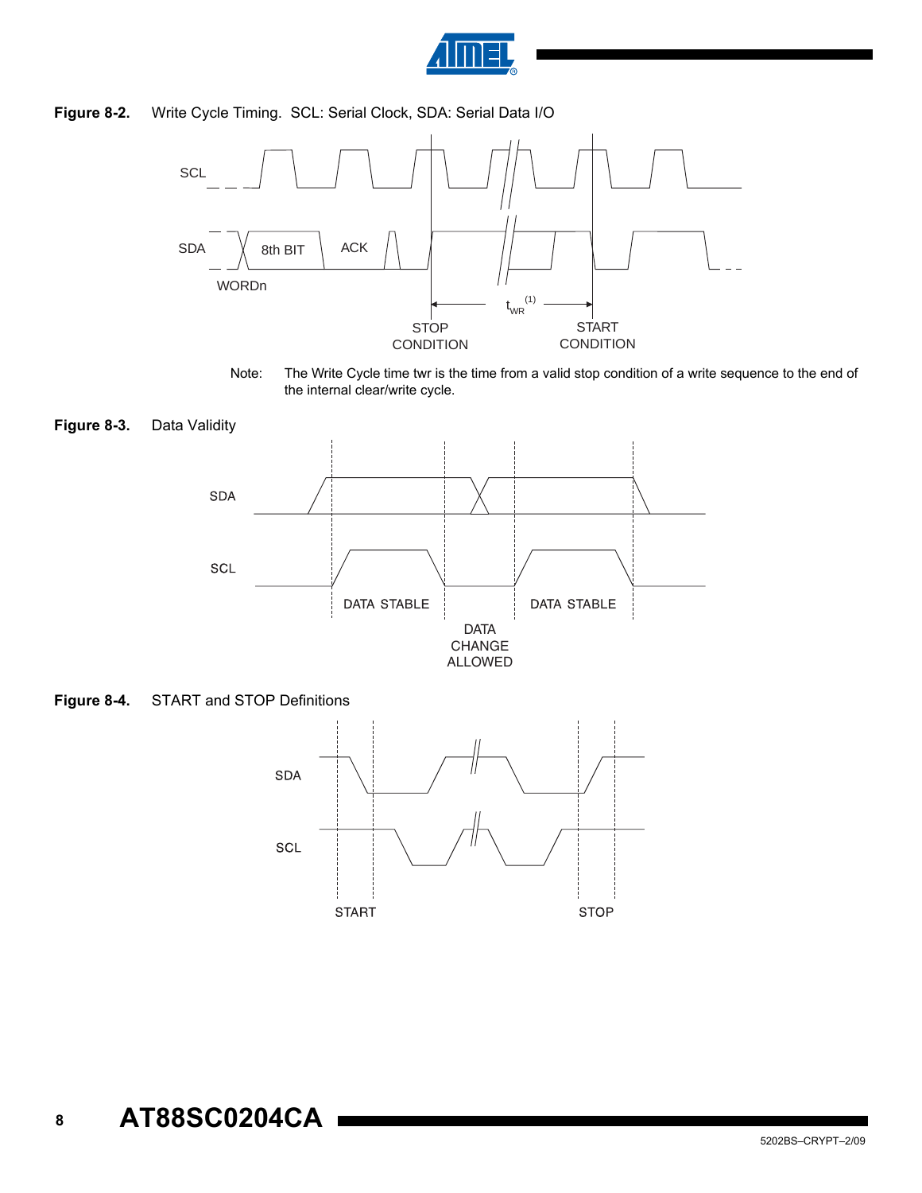**Figure 8-2.** Write Cycle Timing. SCL: Serial Clock, SDA: Serial Data I/O

SCL

SDA

8th BIT

ACK

WORDn

$t_{WR}$[(1)]

STOP CONDITION

START CONDITION

Note: The Write Cycle time twr is the time from a valid stop condition of a write sequence to the end of the internal clear/write cycle.

**Figure 8-3.** Data Validity

SDA

SCL

DATA STABLE

DATA STABLE

DATA CHANGE ALLOWED

**Figure 8-4.** START and STOP Definitions

SDA

SCL

START

STOP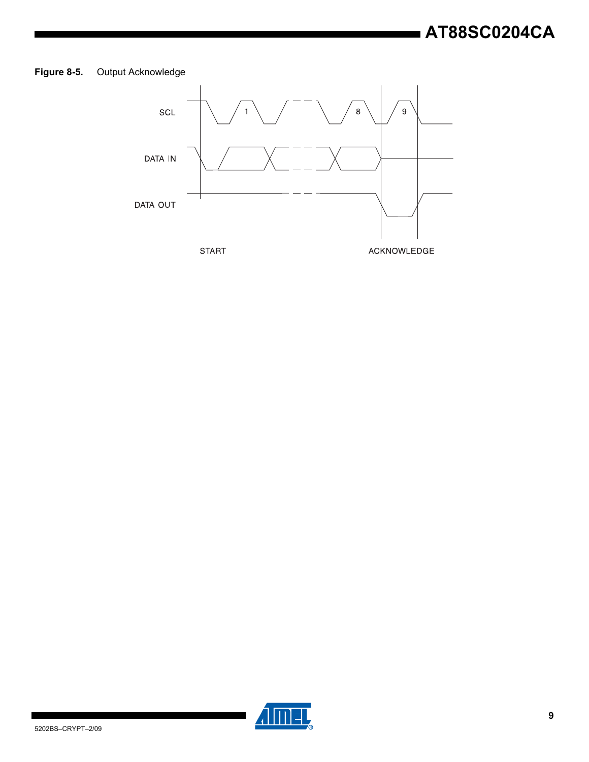**Figure 8-5.** Output Acknowledge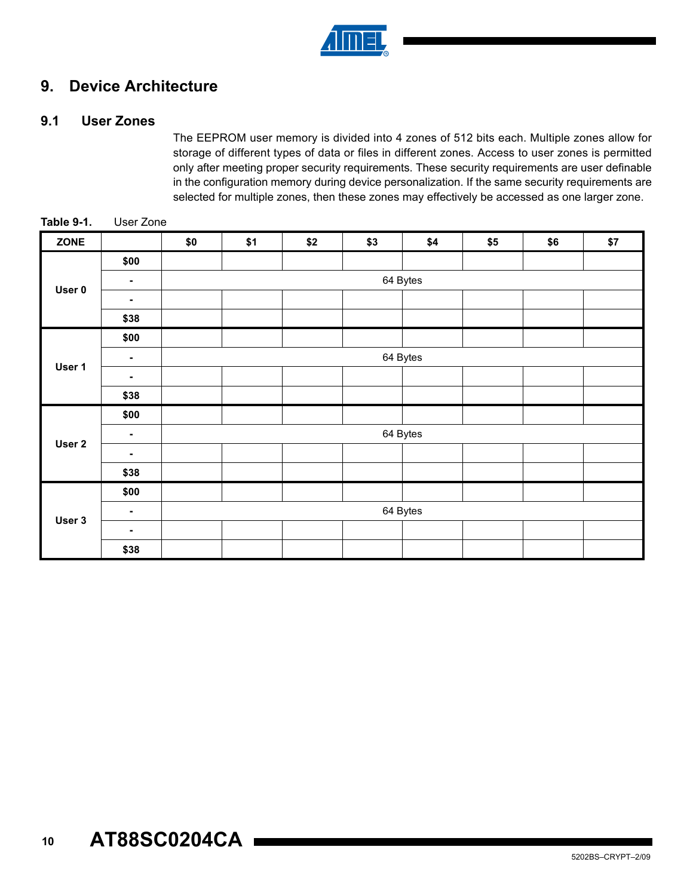# 9. Device Architecture

## 9.1 User Zones

The EEPROM user memory is divided into 4 zones of 512 bits each. Multiple zones allow for storage of different types of data or files in different zones. Access to user zones is permitted only after meeting proper security requirements. These security requirements are user definable in the configuration memory during device personalization. If the same security requirements are selected for multiple zones, then these zones may effectively be accessed as one larger zone.

**Table 9-1.** User Zone

| ZONE | | $0 | $1 | $2 | $3 | $4 | $5 | $6 | $7 |
|---|---|---|---|---|---|---|---|---|---|
| User 0 | $00 | | | | | | | | |
| | - | 64 Bytes | | | | | | | |
| | - | | | | | | | | |
| | $38 | | | | | | | | |
| User 1 | $00 | | | | | | | | |
| | - | 64 Bytes | | | | | | | |
| | - | | | | | | | | |
| | $38 | | | | | | | | |
| User 2 | $00 | | | | | | | | |
| | - | 64 Bytes | | | | | | | |
| | - | | | | | | | | |
| | $38 | | | | | | | | |
| User 3 | $00 | | | | | | | | |
| | - | 64 Bytes | | | | | | | |
| | - | | | | | | | | |
| | $38 | | | | | | | | |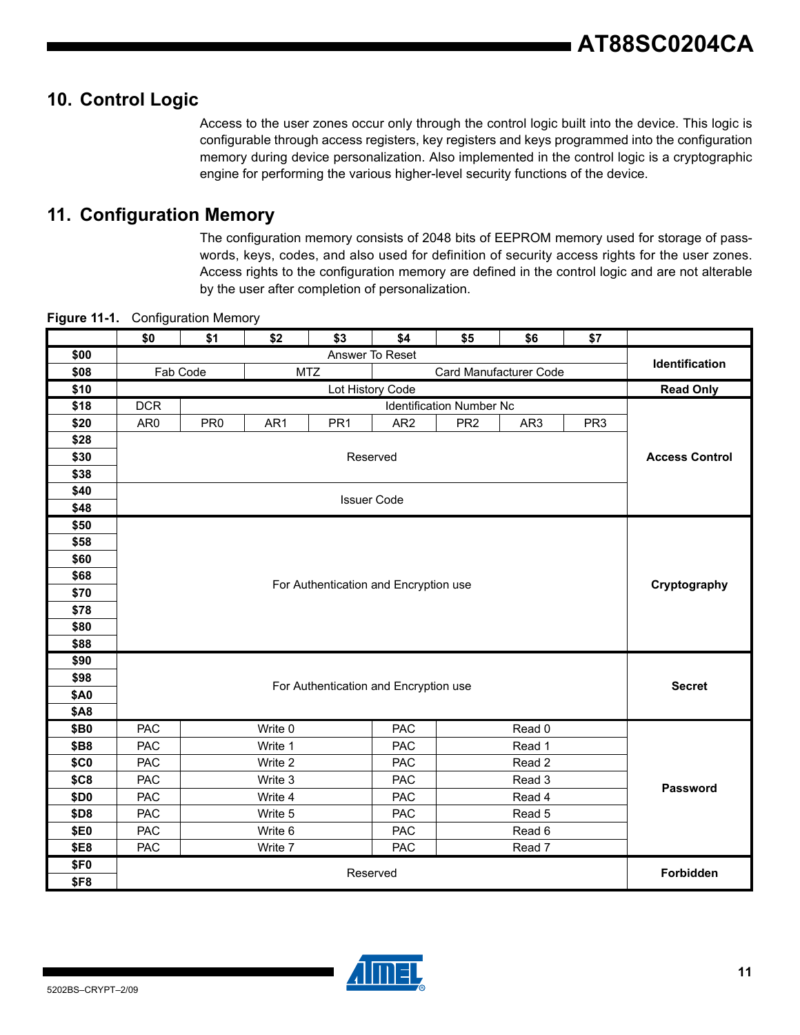## 10. Control Logic

Access to the user zones occur only through the control logic built into the device. This logic is configurable through access registers, key registers and keys programmed into the configuration memory during device personalization. Also implemented in the control logic is a cryptographic engine for performing the various higher-level security functions of the device.

## 11. Configuration Memory

The configuration memory consists of 2048 bits of EEPROM memory used for storage of passwords, keys, codes, and also used for definition of security access rights for the user zones. Access rights to the configuration memory are defined in the control logic and are not alterable by the user after completion of personalization.

**Figure 11-1.** Configuration Memory

| | $0 | $1 | $2 | $3 | $4 | $5 | $6 | $7 | |
|---|---|---|---|---|---|---|---|---|---|
| **$00** | Answer To Reset | | | | | | | | **Identification** |
| **$08** | Fab Code | | MTZ | | Card Manufacturer Code | | | | |
| **$10** | Lot History Code | | | | | | | | **Read Only** |
| **$18** | DCR | Identification Number Nc | | | | | | | **Access Control** |
| **$20** | AR0 | PR0 | AR1 | PR1 | AR2 | PR2 | AR3 | PR3 | |
| **$28** | Reserved | | | | | | | | |
| **$30** | | | | | | | | | |
| **$38** | | | | | | | | | |
| **$40** | Issuer Code | | | | | | | | |
| **$48** | | | | | | | | | |
| **$50** | For Authentication and Encryption use | | | | | | | | **Cryptography** |
| **$58** | | | | | | | | | |
| **$60** | | | | | | | | | |
| **$68** | | | | | | | | | |
| **$70** | | | | | | | | | |
| **$78** | | | | | | | | | |
| **$80** | | | | | | | | | |
| **$88** | | | | | | | | | |
| **$90** | For Authentication and Encryption use | | | | | | | | **Secret** |
| **$98** | | | | | | | | | |
| **$A0** | | | | | | | | | |
| **$A8** | | | | | | | | | |
| **$B0** | PAC | Write 0 | | | PAC | Read 0 | | | **Password** |
| **$B8** | PAC | Write 1 | | | PAC | Read 1 | | | |
| **$C0** | PAC | Write 2 | | | PAC | Read 2 | | | |
| **$C8** | PAC | Write 3 | | | PAC | Read 3 | | | |
| **$D0** | PAC | Write 4 | | | PAC | Read 4 | | | |
| **$D8** | PAC | Write 5 | | | PAC | Read 5 | | | |
| **$E0** | PAC | Write 6 | | | PAC | Read 6 | | | |
| **$E8** | PAC | Write 7 | | | PAC | Read 7 | | | |
| **$F0** | Reserved | | | | | | | | **Forbidden** |
| **$F8** | | | | | | | | | |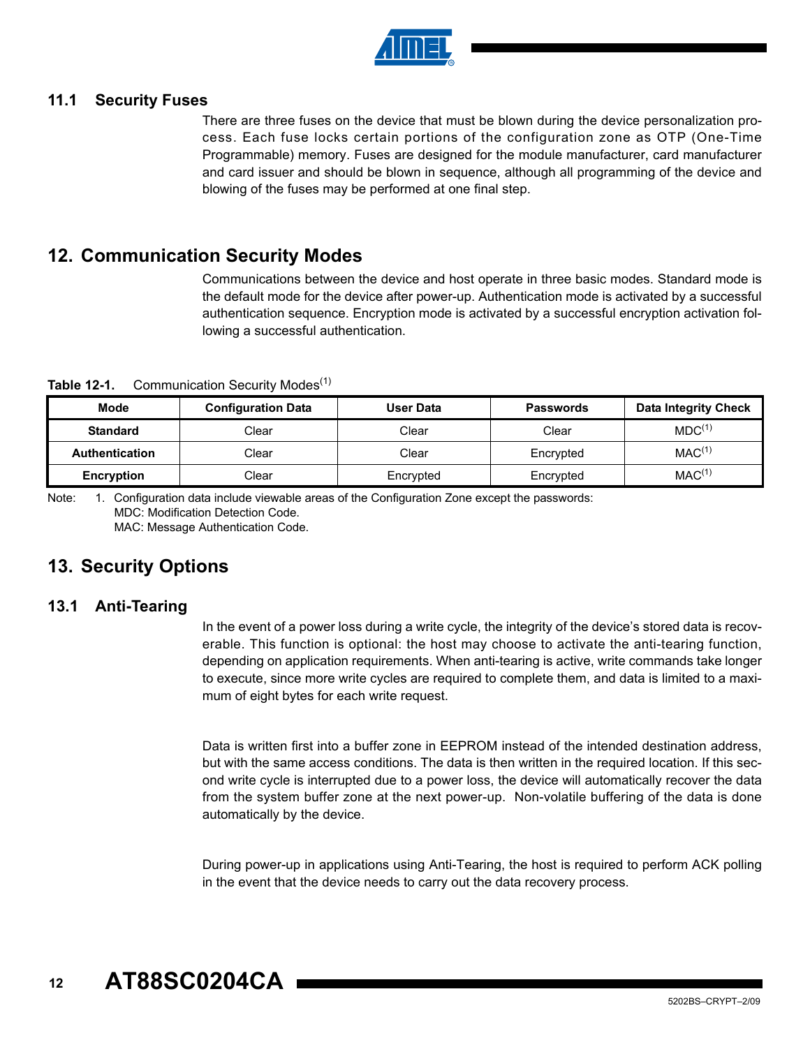### 11.1 Security Fuses

There are three fuses on the device that must be blown during the device personalization process. Each fuse locks certain portions of the configuration zone as OTP (One-Time Programmable) memory. Fuses are designed for the module manufacturer, card manufacturer and card issuer and should be blown in sequence, although all programming of the device and blowing of the fuses may be performed at one final step.

## 12. Communication Security Modes

Communications between the device and host operate in three basic modes. Standard mode is the default mode for the device after power-up. Authentication mode is activated by a successful authentication sequence. Encryption mode is activated by a successful encryption activation following a successful authentication.

**Table 12-1.** Communication Security Modes[1]

| Mode | Configuration Data | User Data | Passwords | Data Integrity Check |
|---|---|---|---|---|
| **Standard** | Clear | Clear | Clear | MDC[1] |
| **Authentication** | Clear | Clear | Encrypted | MAC[1] |
| **Encryption** | Clear | Encrypted | Encrypted | MAC[1] |

Note: 1. Configuration data include viewable areas of the Configuration Zone except the passwords:
MDC: Modification Detection Code.
MAC: Message Authentication Code.

## 13. Security Options

### 13.1 Anti-Tearing

In the event of a power loss during a write cycle, the integrity of the device's stored data is recoverable. This function is optional: the host may choose to activate the anti-tearing function, depending on application requirements. When anti-tearing is active, write commands take longer to execute, since more write cycles are required to complete them, and data is limited to a maximum of eight bytes for each write request.

Data is written first into a buffer zone in EEPROM instead of the intended destination address, but with the same access conditions. The data is then written in the required location. If this second write cycle is interrupted due to a power loss, the device will automatically recover the data from the system buffer zone at the next power-up. Non-volatile buffering of the data is done automatically by the device.

During power-up in applications using Anti-Tearing, the host is required to perform ACK polling in the event that the device needs to carry out the data recovery process.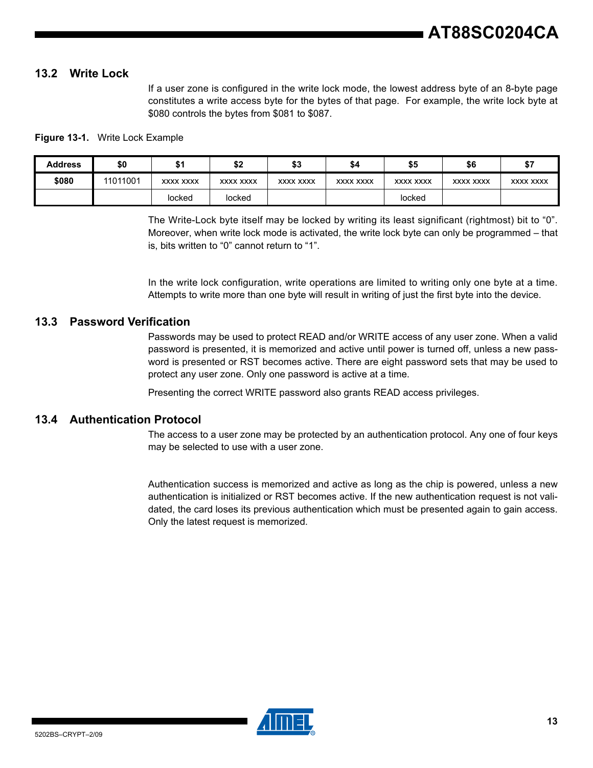## 13.2 Write Lock

If a user zone is configured in the write lock mode, the lowest address byte of an 8-byte page constitutes a write access byte for the bytes of that page. For example, the write lock byte at $080 controls the bytes from $081 to $087.

**Figure 13-1.** Write Lock Example

| Address | $0 | $1 | $2 | $3 | $4 | $5 | $6 | $7 |
|---|---|---|---|---|---|---|---|---|
| **$080** | 11011001 | xxxx xxxx | xxxx xxxx | xxxx xxxx | xxxx xxxx | xxxx xxxx | xxxx xxxx | xxxx xxxx |
| | | locked | locked | | | locked | | |

The Write-Lock byte itself may be locked by writing its least significant (rightmost) bit to "0". Moreover, when write lock mode is activated, the write lock byte can only be programmed – that is, bits written to "0" cannot return to "1".

In the write lock configuration, write operations are limited to writing only one byte at a time. Attempts to write more than one byte will result in writing of just the first byte into the device.

## 13.3 Password Verification

Passwords may be used to protect READ and/or WRITE access of any user zone. When a valid password is presented, it is memorized and active until power is turned off, unless a new password is presented or RST becomes active. There are eight password sets that may be used to protect any user zone. Only one password is active at a time.

Presenting the correct WRITE password also grants READ access privileges.

## 13.4 Authentication Protocol

The access to a user zone may be protected by an authentication protocol. Any one of four keys may be selected to use with a user zone.

Authentication success is memorized and active as long as the chip is powered, unless a new authentication is initialized or RST becomes active. If the new authentication request is not validated, the card loses its previous authentication which must be presented again to gain access. Only the latest request is memorized.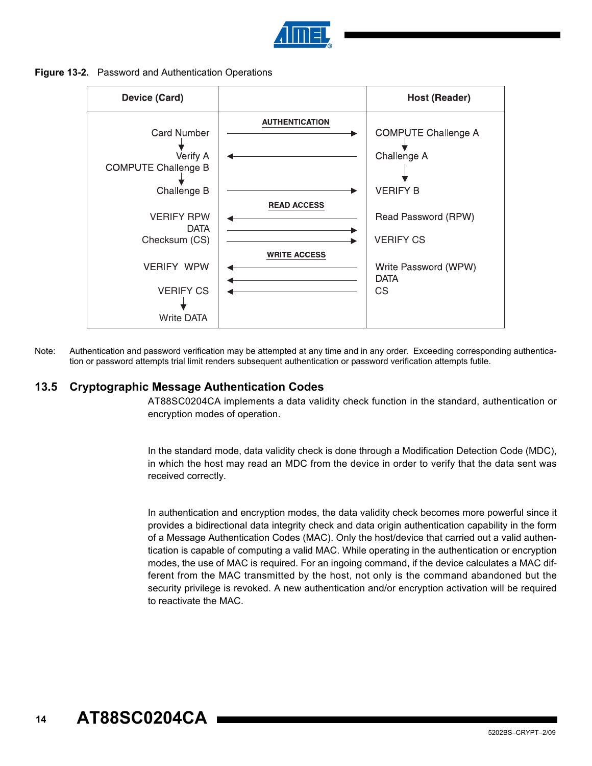**Figure 13-2.** Password and Authentication Operations

| Device (Card) | | Host (Reader) |
|---|---|---|
| | **AUTHENTICATION** | |
| Card Number | → | COMPUTE Challenge A |
| ↓ | | ↓ |
| Verify A | ← | Challenge A |
| COMPUTE Challenge B | | ↓ |
| ↓ | | |
| Challenge B | → | VERIFY B |
| | **READ ACCESS** | |
| VERIFY RPW | ← | Read Password (RPW) |
| DATA | → | |
| Checksum (CS) | → | VERIFY CS |
| | **WRITE ACCESS** | |
| VERIFY WPW | ← | Write Password (WPW) |
| | ← | DATA |
| VERIFY CS | ← | CS |
| ↓ | | |
| Write DATA | | |

Note: Authentication and password verification may be attempted at any time and in any order. Exceeding corresponding authentication or password attempts trial limit renders subsequent authentication or password verification attempts futile.

## 13.5 Cryptographic Message Authentication Codes

AT88SC0204CA implements a data validity check function in the standard, authentication or encryption modes of operation.

In the standard mode, data validity check is done through a Modification Detection Code (MDC), in which the host may read an MDC from the device in order to verify that the data sent was received correctly.

In authentication and encryption modes, the data validity check becomes more powerful since it provides a bidirectional data integrity check and data origin authentication capability in the form of a Message Authentication Codes (MAC). Only the host/device that carried out a valid authentication is capable of computing a valid MAC. While operating in the authentication or encryption modes, the use of MAC is required. For an ingoing command, if the device calculates a MAC different from the MAC transmitted by the host, not only is the command abandoned but the security privilege is revoked. A new authentication and/or encryption activation will be required to reactivate the MAC.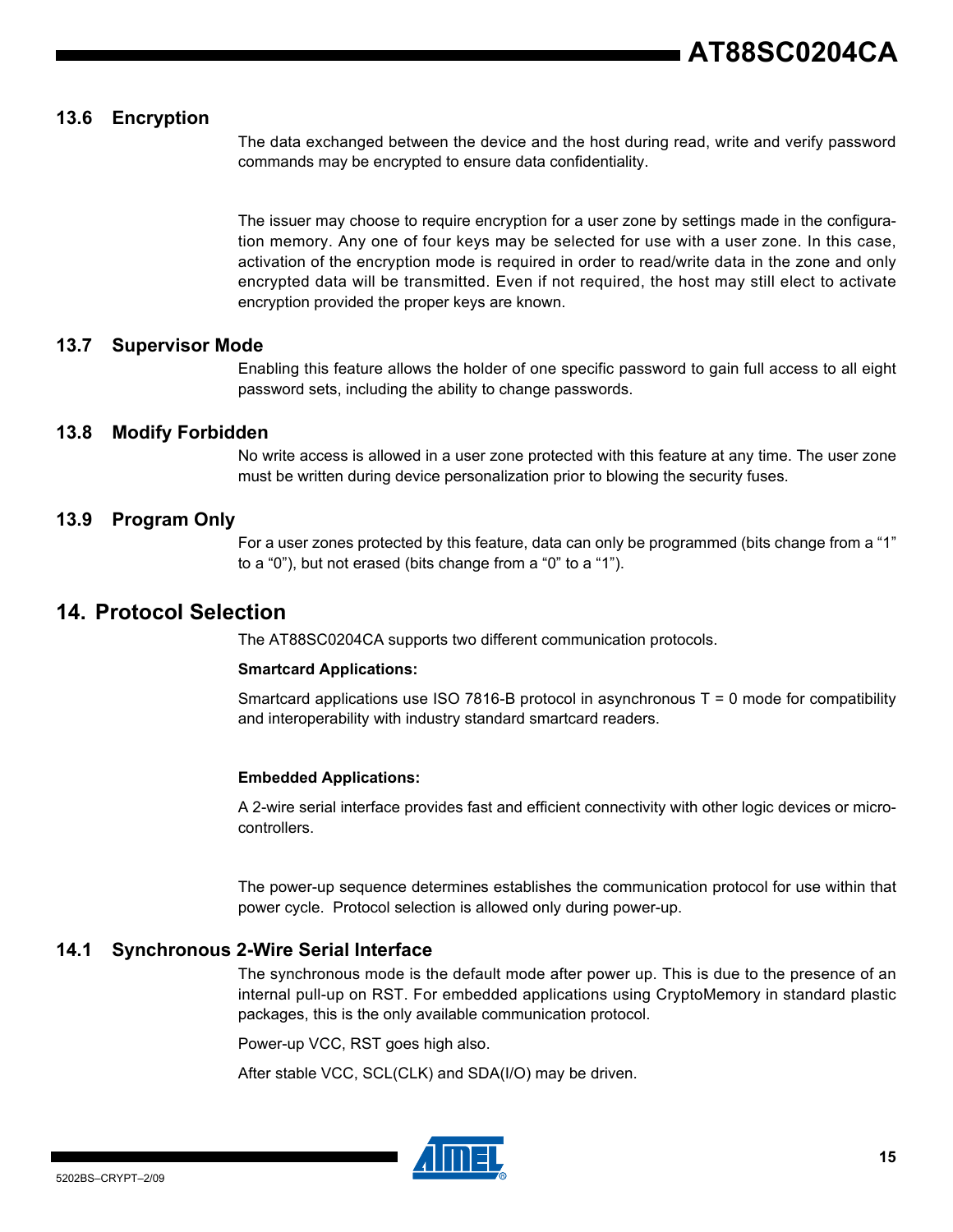## 13.6 Encryption

The data exchanged between the device and the host during read, write and verify password commands may be encrypted to ensure data confidentiality.

The issuer may choose to require encryption for a user zone by settings made in the configuration memory. Any one of four keys may be selected for use with a user zone. In this case, activation of the encryption mode is required in order to read/write data in the zone and only encrypted data will be transmitted. Even if not required, the host may still elect to activate encryption provided the proper keys are known.

## 13.7 Supervisor Mode

Enabling this feature allows the holder of one specific password to gain full access to all eight password sets, including the ability to change passwords.

## 13.8 Modify Forbidden

No write access is allowed in a user zone protected with this feature at any time. The user zone must be written during device personalization prior to blowing the security fuses.

## 13.9 Program Only

For a user zones protected by this feature, data can only be programmed (bits change from a “1” to a “0”), but not erased (bits change from a “0” to a “1”).

# 14. Protocol Selection

The AT88SC0204CA supports two different communication protocols.

**Smartcard Applications:**

Smartcard applications use ISO 7816-B protocol in asynchronous T = 0 mode for compatibility and interoperability with industry standard smartcard readers.

**Embedded Applications:**

A 2-wire serial interface provides fast and efficient connectivity with other logic devices or microcontrollers.

The power-up sequence determines establishes the communication protocol for use within that power cycle. Protocol selection is allowed only during power-up.

## 14.1 Synchronous 2-Wire Serial Interface

The synchronous mode is the default mode after power up. This is due to the presence of an internal pull-up on RST. For embedded applications using CryptoMemory in standard plastic packages, this is the only available communication protocol.

Power-up VCC, RST goes high also.

After stable VCC, SCL(CLK) and SDA(I/O) may be driven.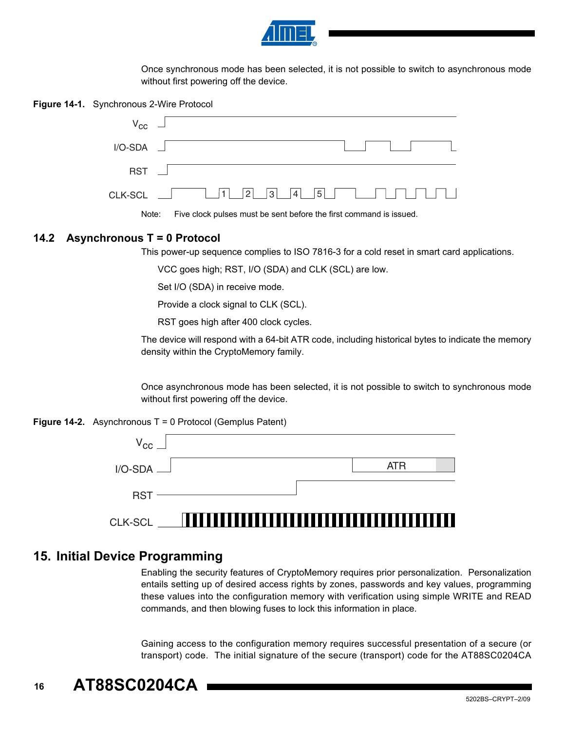Once synchronous mode has been selected, it is not possible to switch to asynchronous mode without first powering off the device.

**Figure 14-1.** Synchronous 2-Wire Protocol

Note: Five clock pulses must be sent before the first command is issued.

## 14.2 Asynchronous T = 0 Protocol

This power-up sequence complies to ISO 7816-3 for a cold reset in smart card applications.

VCC goes high; RST, I/O (SDA) and CLK (SCL) are low.

Set I/O (SDA) in receive mode.

Provide a clock signal to CLK (SCL).

RST goes high after 400 clock cycles.

The device will respond with a 64-bit ATR code, including historical bytes to indicate the memory density within the CryptoMemory family.

Once asynchronous mode has been selected, it is not possible to switch to synchronous mode without first powering off the device.

**Figure 14-2.** Asynchronous T = 0 Protocol (Gemplus Patent)

# 15. Initial Device Programming

Enabling the security features of CryptoMemory requires prior personalization. Personalization entails setting up of desired access rights by zones, passwords and key values, programming these values into the configuration memory with verification using simple WRITE and READ commands, and then blowing fuses to lock this information in place.

Gaining access to the configuration memory requires successful presentation of a secure (or transport) code. The initial signature of the secure (transport) code for the AT88SC0204CA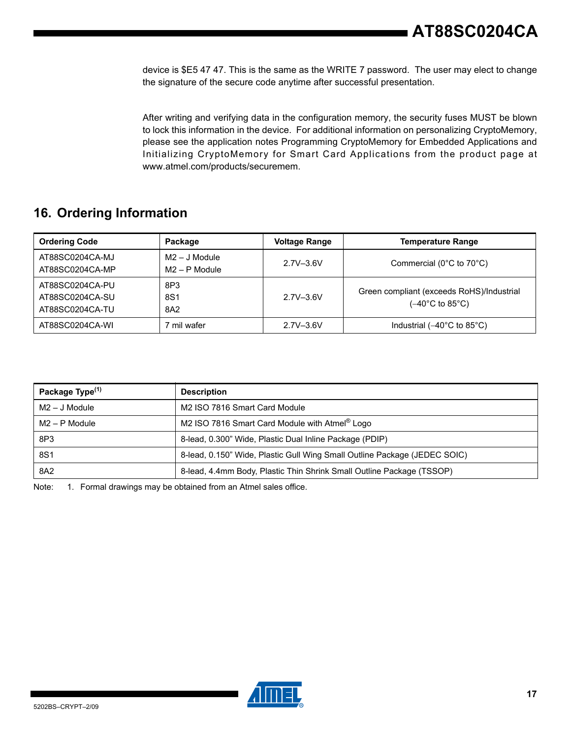device is $E5 47 47. This is the same as the WRITE 7 password. The user may elect to change the signature of the secure code anytime after successful presentation.

After writing and verifying data in the configuration memory, the security fuses MUST be blown to lock this information in the device. For additional information on personalizing CryptoMemory, please see the application notes Programming CryptoMemory for Embedded Applications and Initializing CryptoMemory for Smart Card Applications from the product page at www.atmel.com/products/securemem.

## 16. Ordering Information

| Ordering Code | Package | Voltage Range | Temperature Range |
|---|---|---|---|
| AT88SC0204CA-MJ<br>AT88SC0204CA-MP | M2 – J Module<br>M2 – P Module | 2.7V–3.6V | Commercial (0°C to 70°C) |
| AT88SC0204CA-PU<br>AT88SC0204CA-SU<br>AT88SC0204CA-TU | 8P3<br>8S1<br>8A2 | 2.7V–3.6V | Green compliant (exceeds RoHS)/Industrial (–40°C to 85°C) |
| AT88SC0204CA-WI | 7 mil wafer | 2.7V–3.6V | Industrial (–40°C to 85°C) |

| Package Type[1] | Description |
|---|---|
| M2 – J Module | M2 ISO 7816 Smart Card Module |
| M2 – P Module | M2 ISO 7816 Smart Card Module with Atmel® Logo |
| 8P3 | 8-lead, 0.300" Wide, Plastic Dual Inline Package (PDIP) |
| 8S1 | 8-lead, 0.150" Wide, Plastic Gull Wing Small Outline Package (JEDEC SOIC) |
| 8A2 | 8-lead, 4.4mm Body, Plastic Thin Shrink Small Outline Package (TSSOP) |

Note: 1. Formal drawings may be obtained from an Atmel sales office.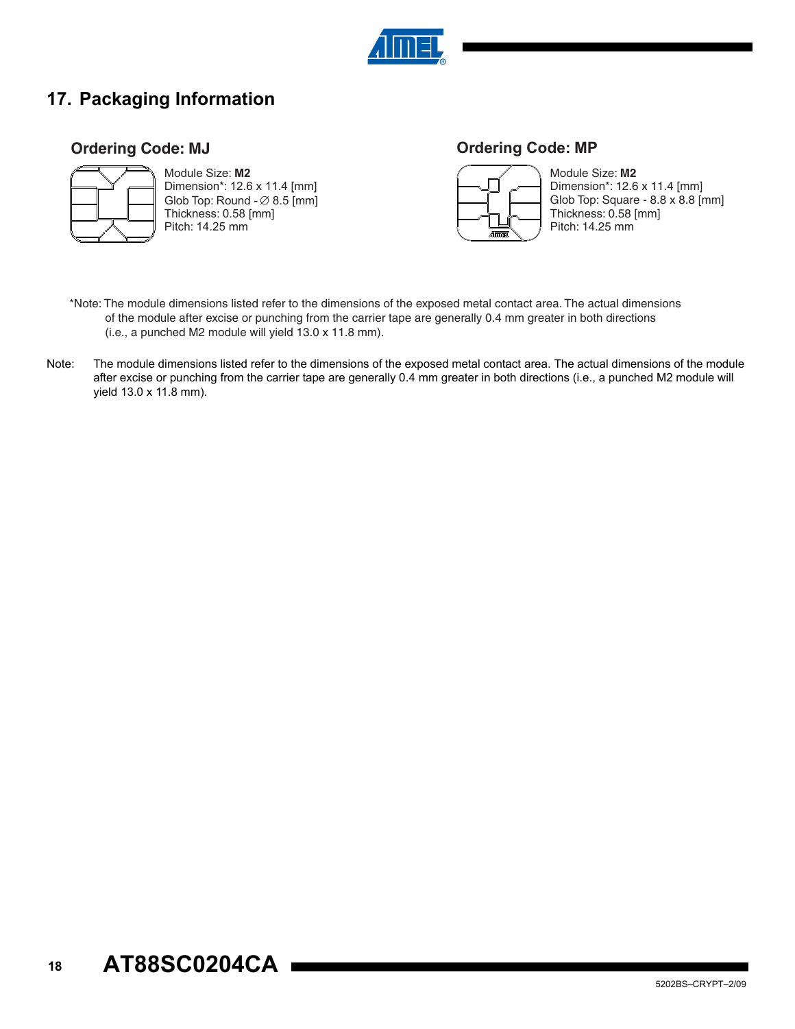# 17. Packaging Information

## Ordering Code: MJ

Module Size: **M2**
Dimension*: 12.6 x 11.4 [mm]
Glob Top: Round - ∅ 8.5 [mm]
Thickness: 0.58 [mm]
Pitch: 14.25 mm

## Ordering Code: MP

Module Size: **M2**
Dimension*: 12.6 x 11.4 [mm]
Glob Top: Square - 8.8 x 8.8 [mm]
Thickness: 0.58 [mm]
Pitch: 14.25 mm

*Note: The module dimensions listed refer to the dimensions of the exposed metal contact area. The actual dimensions of the module after excise or punching from the carrier tape are generally 0.4 mm greater in both directions (i.e., a punched M2 module will yield 13.0 x 11.8 mm).

Note: The module dimensions listed refer to the dimensions of the exposed metal contact area. The actual dimensions of the module after excise or punching from the carrier tape are generally 0.4 mm greater in both directions (i.e., a punched M2 module will yield 13.0 x 11.8 mm).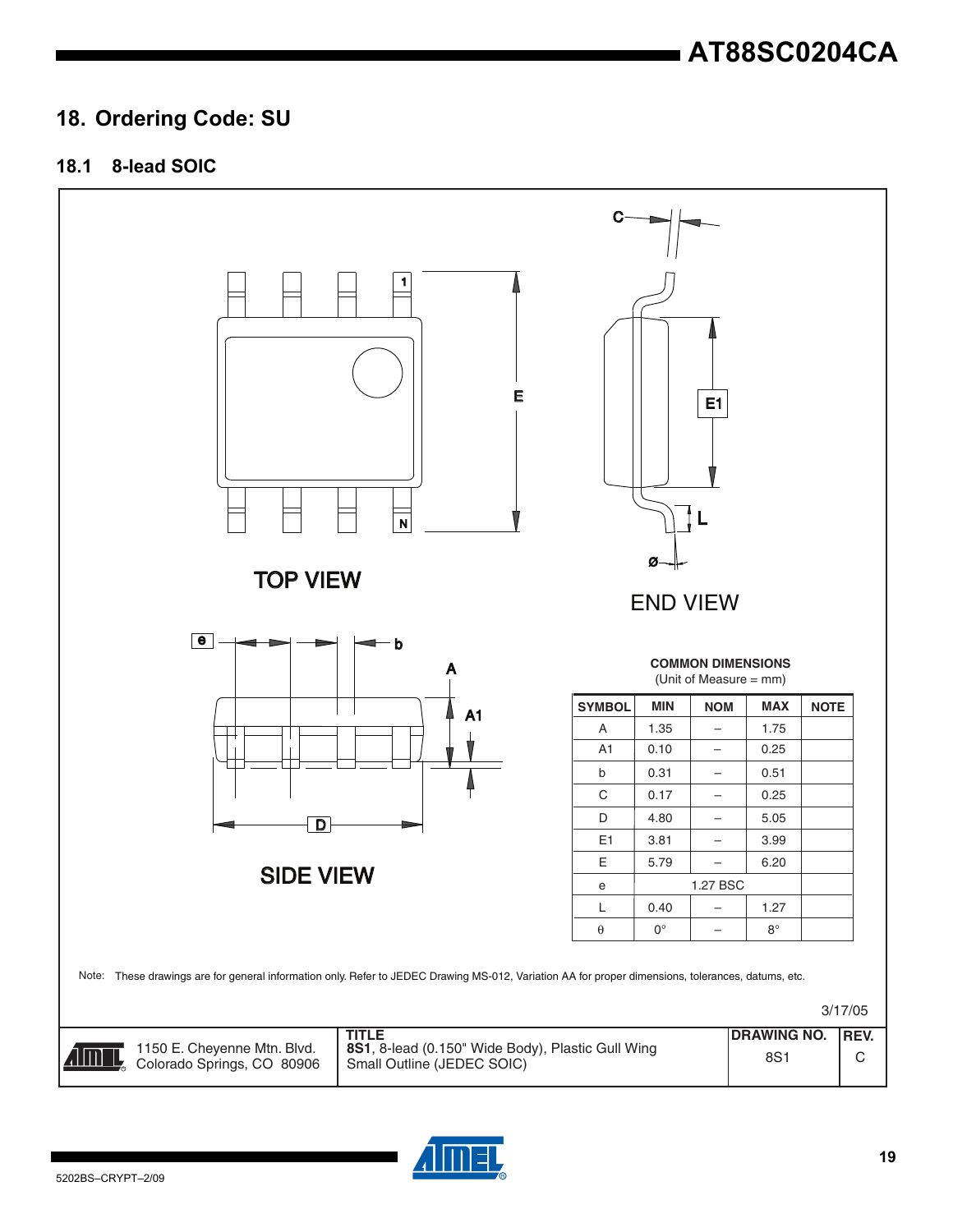## 18. Ordering Code: SU

### 18.1 8-lead SOIC

TOP VIEW

END VIEW

SIDE VIEW

COMMON DIMENSIONS
(Unit of Measure = mm)

| SYMBOL | MIN | NOM | MAX | NOTE |
|---|---|---|---|---|
| A | 1.35 | – | 1.75 | |
| A1 | 0.10 | – | 0.25 | |
| b | 0.31 | – | 0.51 | |
| C | 0.17 | – | 0.25 | |
| D | 4.80 | – | 5.05 | |
| E1 | 3.81 | – | 3.99 | |
| E | 5.79 | – | 6.20 | |
| e | | 1.27 BSC | | |
| L | 0.40 | – | 1.27 | |
| θ | 0° | – | 8° | |

Note: These drawings are for general information only. Refer to JEDEC Drawing MS-012, Variation AA for proper dimensions, tolerances, datums, etc.

3/17/05

| | TITLE | DRAWING NO. | REV. |
|---|---|---|---|
| 1150 E. Cheyenne Mtn. Blvd. Colorado Springs, CO 80906 | **8S1**, 8-lead (0.150" Wide Body), Plastic Gull Wing Small Outline (JEDEC SOIC) | 8S1 | C |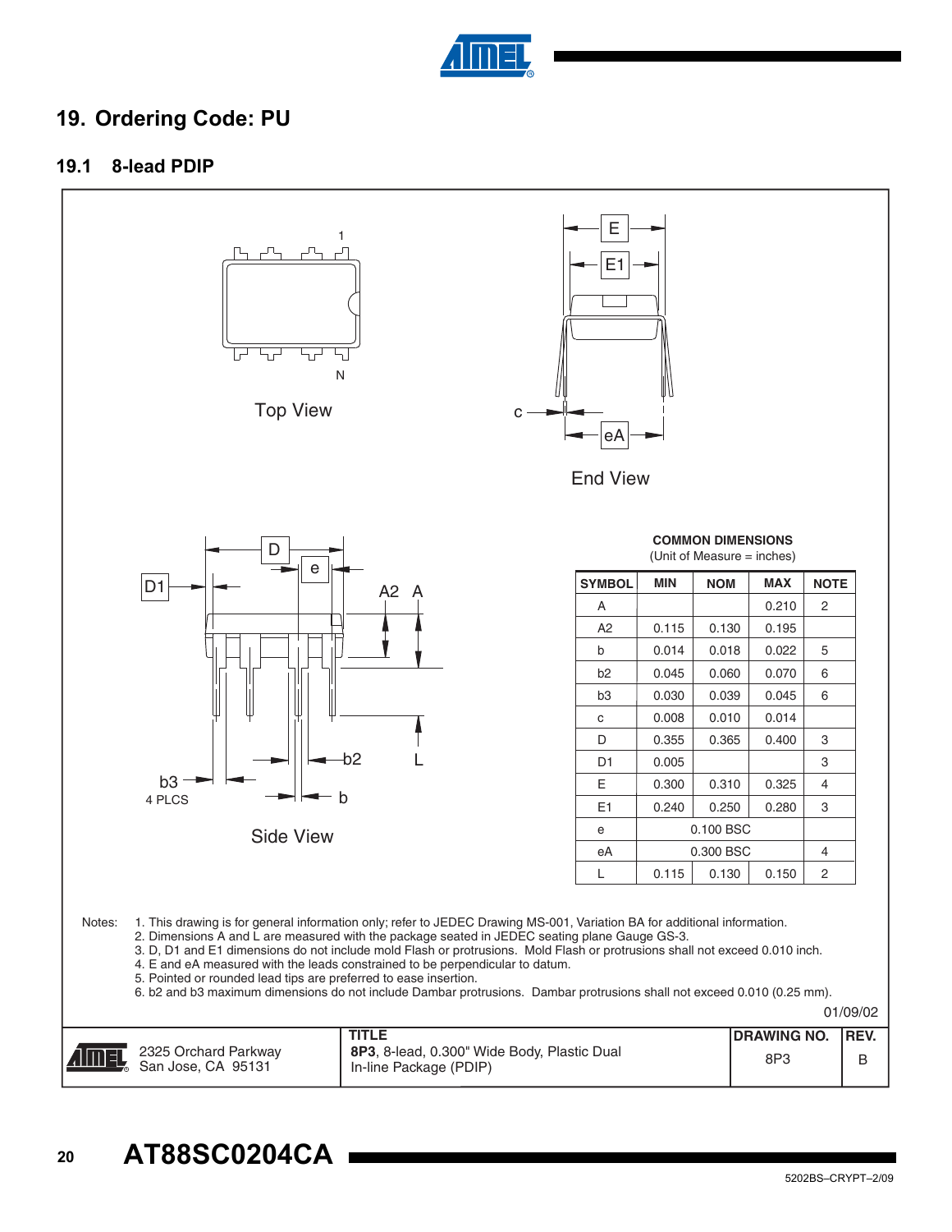## 19. Ordering Code: PU

### 19.1 8-lead PDIP

Top View

End View

Side View

**COMMON DIMENSIONS**
(Unit of Measure = inches)

| SYMBOL | MIN | NOM | MAX | NOTE |
|---|---|---|---|---|
| A | | | 0.210 | 2 |
| A2 | 0.115 | 0.130 | 0.195 | |
| b | 0.014 | 0.018 | 0.022 | 5 |
| b2 | 0.045 | 0.060 | 0.070 | 6 |
| b3 | 0.030 | 0.039 | 0.045 | 6 |
| c | 0.008 | 0.010 | 0.014 | |
| D | 0.355 | 0.365 | 0.400 | 3 |
| D1 | 0.005 | | | 3 |
| E | 0.300 | 0.310 | 0.325 | 4 |
| E1 | 0.240 | 0.250 | 0.280 | 3 |
| e | | 0.100 BSC | | |
| eA | | 0.300 BSC | | 4 |
| L | 0.115 | 0.130 | 0.150 | 2 |

Notes:
1. This drawing is for general information only; refer to JEDEC Drawing MS-001, Variation BA for additional information.
2. Dimensions A and L are measured with the package seated in JEDEC seating plane Gauge GS-3.
3. D, D1 and E1 dimensions do not include mold Flash or protrusions. Mold Flash or protrusions shall not exceed 0.010 inch.
4. E and eA measured with the leads constrained to be perpendicular to datum.
5. Pointed or rounded lead tips are preferred to ease insertion.
6. b2 and b3 maximum dimensions do not include Dambar protrusions. Dambar protrusions shall not exceed 0.010 (0.25 mm).

01/09/02

| | TITLE | DRAWING NO. | REV. |
|---|---|---|---|
| 2325 Orchard Parkway San Jose, CA 95131 | **8P3**, 8-lead, 0.300" Wide Body, Plastic Dual In-line Package (PDIP) | 8P3 | B |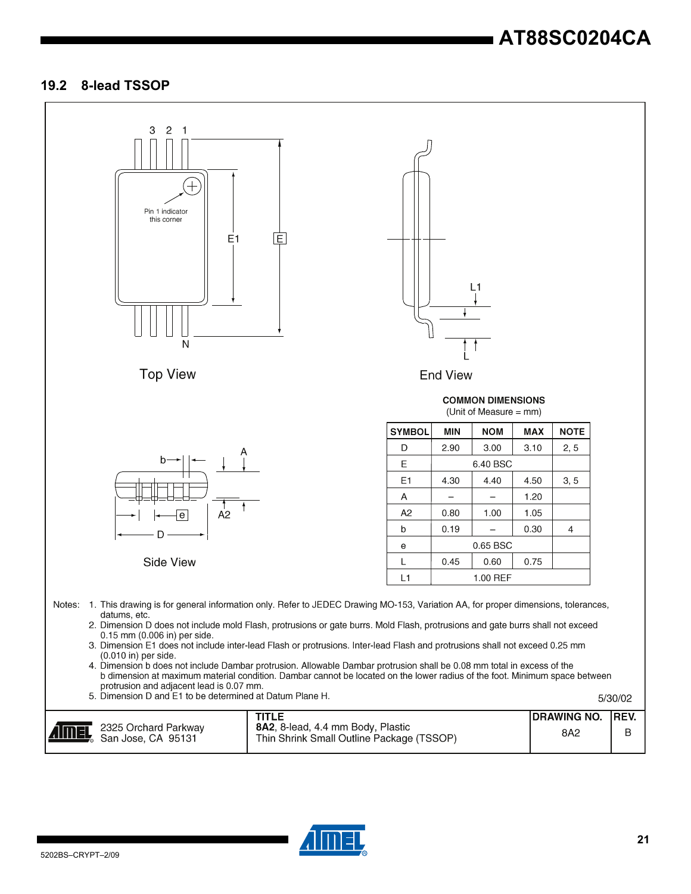## 19.2 8-lead TSSOP

Top View

Pin 1 indicator this corner

End View

Side View

**COMMON DIMENSIONS**
(Unit of Measure = mm)

| SYMBOL | MIN | NOM | MAX | NOTE |
|---|---|---|---|---|
| D | 2.90 | 3.00 | 3.10 | 2, 5 |
| E | | 6.40 BSC | | |
| E1 | 4.30 | 4.40 | 4.50 | 3, 5 |
| A | – | – | 1.20 | |
| A2 | 0.80 | 1.00 | 1.05 | |
| b | 0.19 | – | 0.30 | 4 |
| e | | 0.65 BSC | | |
| L | 0.45 | 0.60 | 0.75 | |
| L1 | | 1.00 REF | | |

Notes:
1. This drawing is for general information only. Refer to JEDEC Drawing MO-153, Variation AA, for proper dimensions, tolerances, datums, etc.
2. Dimension D does not include mold Flash, protrusions or gate burrs. Mold Flash, protrusions and gate burrs shall not exceed 0.15 mm (0.006 in) per side.
3. Dimension E1 does not include inter-lead Flash or protrusions. Inter-lead Flash and protrusions shall not exceed 0.25 mm (0.010 in) per side.
4. Dimension b does not include Dambar protrusion. Allowable Dambar protrusion shall be 0.08 mm total in excess of the b dimension at maximum material condition. Dambar cannot be located on the lower radius of the foot. Minimum space between protrusion and adjacent lead is 0.07 mm.
5. Dimension D and E1 to be determined at Datum Plane H.

5/30/02

| | TITLE | DRAWING NO. | REV. |
|---|---|---|---|
| 2325 Orchard Parkway San Jose, CA 95131 | **8A2**, 8-lead, 4.4 mm Body, Plastic Thin Shrink Small Outline Package (TSSOP) | 8A2 | B |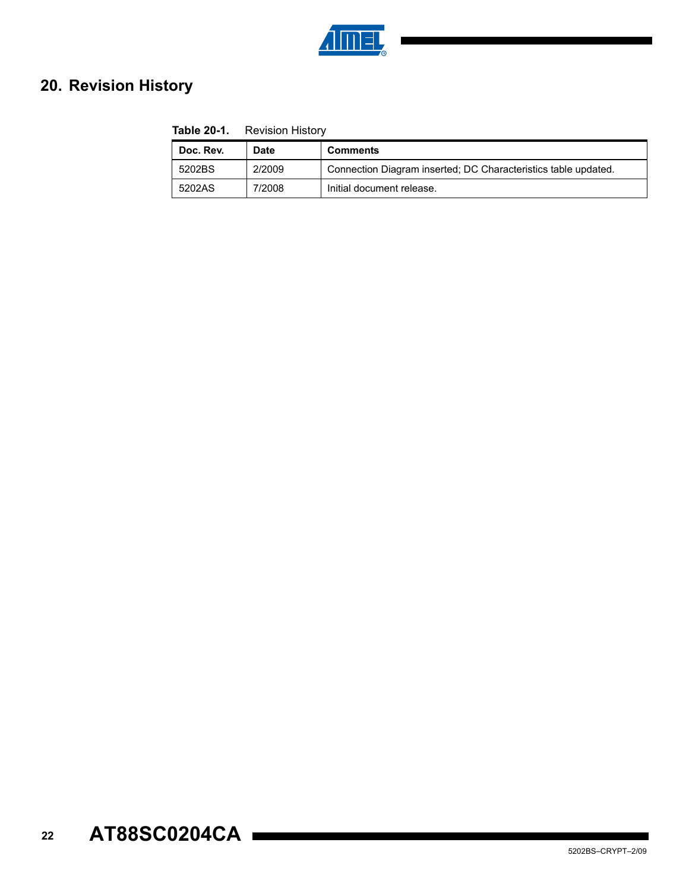## 20. Revision History

**Table 20-1.** Revision History

| Doc. Rev. | Date | Comments |
|---|---|---|
| 5202BS | 2/2009 | Connection Diagram inserted; DC Characteristics table updated. |
| 5202AS | 7/2008 | Initial document release. |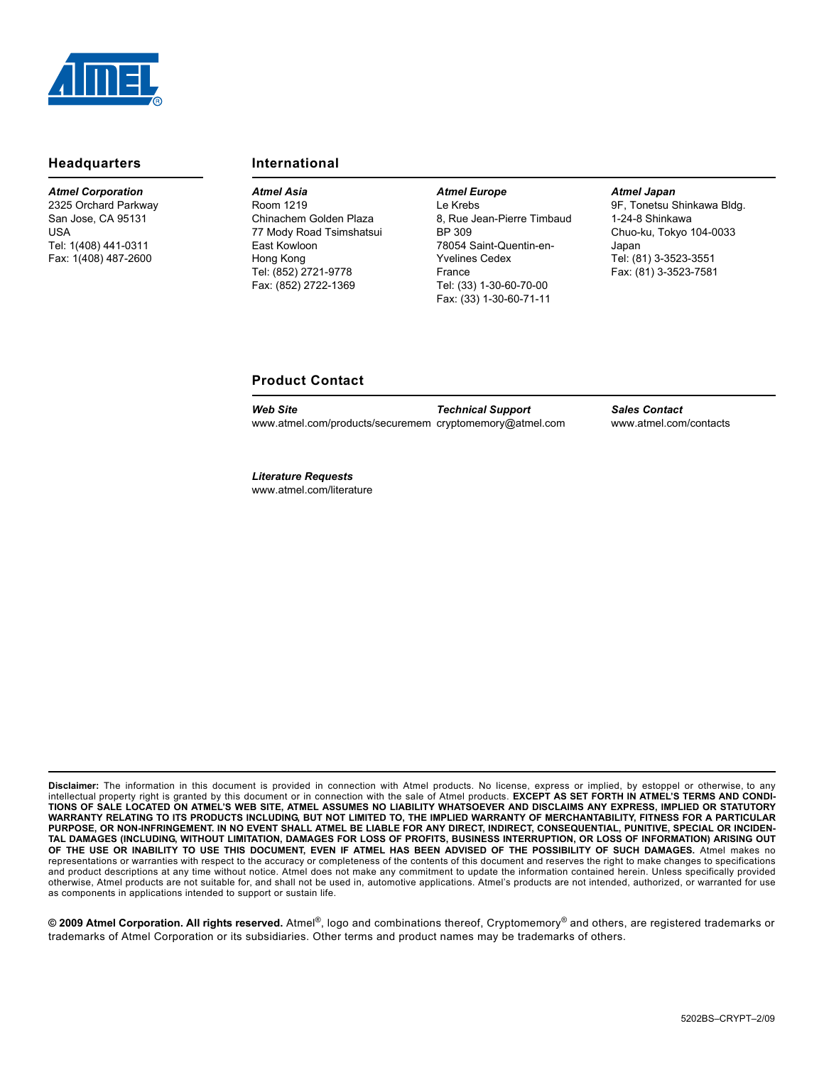## Headquarters

***Atmel Corporation***
2325 Orchard Parkway
San Jose, CA 95131
USA
Tel: 1(408) 441-0311
Fax: 1(408) 487-2600

## International

***Atmel Asia***
Room 1219
Chinachem Golden Plaza
77 Mody Road Tsimshatsui
East Kowloon
Hong Kong
Tel: (852) 2721-9778
Fax: (852) 2722-1369

***Atmel Europe***
Le Krebs
8, Rue Jean-Pierre Timbaud
BP 309
78054 Saint-Quentin-en-Yvelines Cedex
France
Tel: (33) 1-30-60-70-00
Fax: (33) 1-30-60-71-11

***Atmel Japan***
9F, Tonetsu Shinkawa Bldg.
1-24-8 Shinkawa
Chuo-ku, Tokyo 104-0033
Japan
Tel: (81) 3-3523-3551
Fax: (81) 3-3523-7581

## Product Contact

***Web Site***
www.atmel.com/products/securemem

***Technical Support***
cryptomemory@atmel.com

***Sales Contact***
www.atmel.com/contacts

***Literature Requests***
www.atmel.com/literature

**Disclaimer:** The information in this document is provided in connection with Atmel products. No license, express or implied, by estoppel or otherwise, to any intellectual property right is granted by this document or in connection with the sale of Atmel products. **EXCEPT AS SET FORTH IN ATMEL'S TERMS AND CONDITIONS OF SALE LOCATED ON ATMEL'S WEB SITE, ATMEL ASSUMES NO LIABILITY WHATSOEVER AND DISCLAIMS ANY EXPRESS, IMPLIED OR STATUTORY WARRANTY RELATING TO ITS PRODUCTS INCLUDING, BUT NOT LIMITED TO, THE IMPLIED WARRANTY OF MERCHANTABILITY, FITNESS FOR A PARTICULAR PURPOSE, OR NON-INFRINGEMENT. IN NO EVENT SHALL ATMEL BE LIABLE FOR ANY DIRECT, INDIRECT, CONSEQUENTIAL, PUNITIVE, SPECIAL OR INCIDENTAL DAMAGES (INCLUDING, WITHOUT LIMITATION, DAMAGES FOR LOSS OF PROFITS, BUSINESS INTERRUPTION, OR LOSS OF INFORMATION) ARISING OUT OF THE USE OR INABILITY TO USE THIS DOCUMENT, EVEN IF ATMEL HAS BEEN ADVISED OF THE POSSIBILITY OF SUCH DAMAGES.** Atmel makes no representations or warranties with respect to the accuracy or completeness of the contents of this document and reserves the right to make changes to specifications and product descriptions at any time without notice. Atmel does not make any commitment to update the information contained herein. Unless specifically provided otherwise, Atmel products are not suitable for, and shall not be used in, automotive applications. Atmel's products are not intended, authorized, or warranted for use as components in applications intended to support or sustain life.

**© 2009 Atmel Corporation. All rights reserved.** Atmel®, logo and combinations thereof, Cryptomemory® and others, are registered trademarks or trademarks of Atmel Corporation or its subsidiaries. Other terms and product names may be trademarks of others.

5202BS–CRYPT–2/09